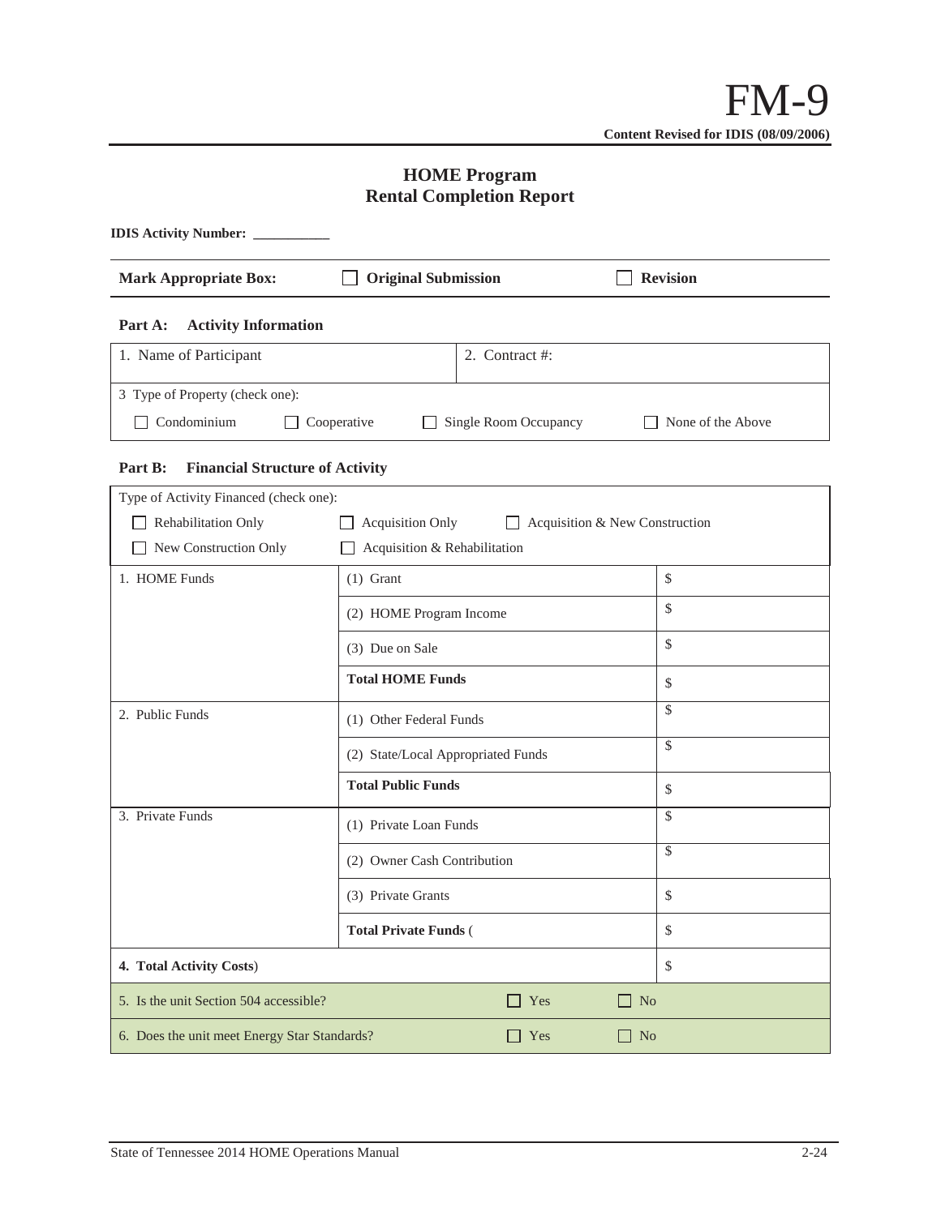# FM-9

**Content Revised for IDIS (08/09/2006)**

## HOME Program
## Rental Completion Report

**IDIS Activity Number: \_\_\_\_\_\_\_\_\_\_\_**

**Mark Appropriate Box:** ☐ **Original Submission** ☐ **Revision**

### Part A: Activity Information

| 1. Name of Participant | 2. Contract #: |
|---|---|

3 Type of Property (check one):

☐ Condominium ☐ Cooperative ☐ Single Room Occupancy ☐ None of the Above

### Part B: Financial Structure of Activity

Type of Activity Financed (check one):

☐ Rehabilitation Only ☐ Acquisition Only ☐ Acquisition & New Construction

☐ New Construction Only ☐ Acquisition & Rehabilitation

| | | |
|---|---|---|
| 1. HOME Funds | (1) Grant | $ |
| | (2) HOME Program Income | $ |
| | (3) Due on Sale | $ |
| | **Total HOME Funds** | $ |
| 2. Public Funds | (1) Other Federal Funds | $ |
| | (2) State/Local Appropriated Funds | $ |
| | **Total Public Funds** | $ |
| 3. Private Funds | (1) Private Loan Funds | $ |
| | (2) Owner Cash Contribution | $ |
| | (3) Private Grants | $ |
| | **Total Private Funds** ( | $ |
| **4. Total Activity Costs**) | | $ |

5. Is the unit Section 504 accessible? ☐ Yes ☐ No

6. Does the unit meet Energy Star Standards? ☐ Yes ☐ No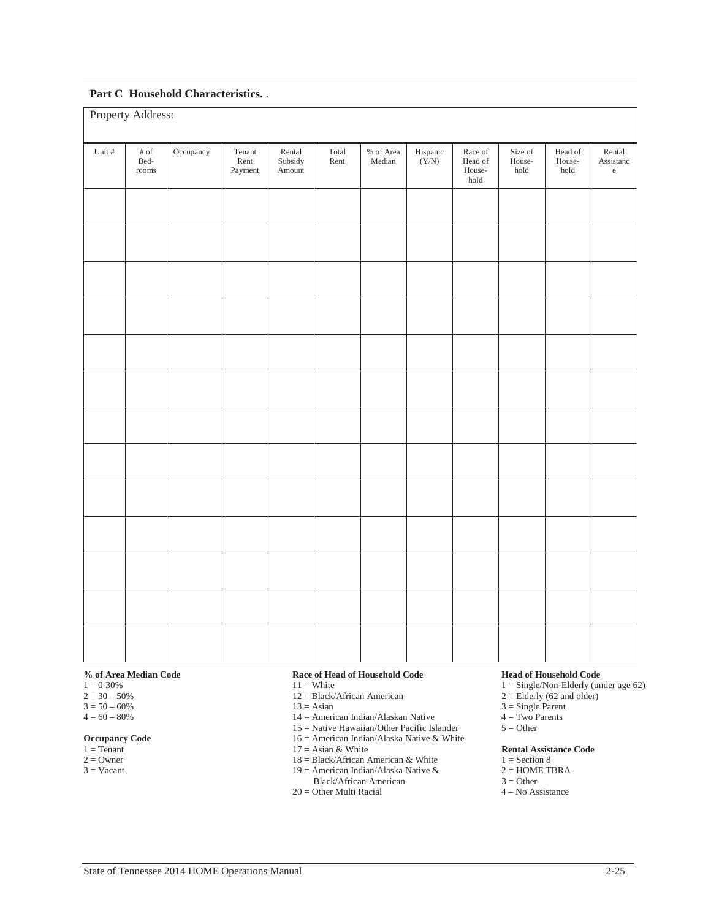**Part C  Household Characteristics.** .

| Property Address: | | | | | | | | | | | |
|---|---|---|---|---|---|---|---|---|---|---|---|
| Unit # | # of Bed-rooms | Occupancy | Tenant Rent Payment | Rental Subsidy Amount | Total Rent | % of Area Median | Hispanic (Y/N) | Race of Head of House-hold | Size of House-hold | Head of House-hold | Rental Assistanc e |
| | | | | | | | | | | | |
| | | | | | | | | | | | |
| | | | | | | | | | | | |
| | | | | | | | | | | | |
| | | | | | | | | | | | |
| | | | | | | | | | | | |
| | | | | | | | | | | | |
| | | | | | | | | | | | |
| | | | | | | | | | | | |
| | | | | | | | | | | | |
| | | | | | | | | | | | |
| | | | | | | | | | | | |
| | | | | | | | | | | | |

**% of Area Median Code**
1 = 0-30%
2 = 30 – 50%
3 = 50 – 60%
4 = 60 – 80%

**Occupancy Code**
1 = Tenant
2 = Owner
3 = Vacant

**Race of Head of Household Code**
11 = White
12 = Black/African American
13 = Asian
14 = American Indian/Alaskan Native
15 = Native Hawaiian/Other Pacific Islander
16 = American Indian/Alaska Native & White
17 = Asian & White
18 = Black/African American & White
19 = American Indian/Alaska Native & Black/African American
20 = Other Multi Racial

**Head of Household Code**
1 = Single/Non-Elderly (under age 62)
2 = Elderly (62 and older)
3 = Single Parent
4 = Two Parents
5 = Other

**Rental Assistance Code**
1 = Section 8
2 = HOME TBRA
3 = Other
4 – No Assistance